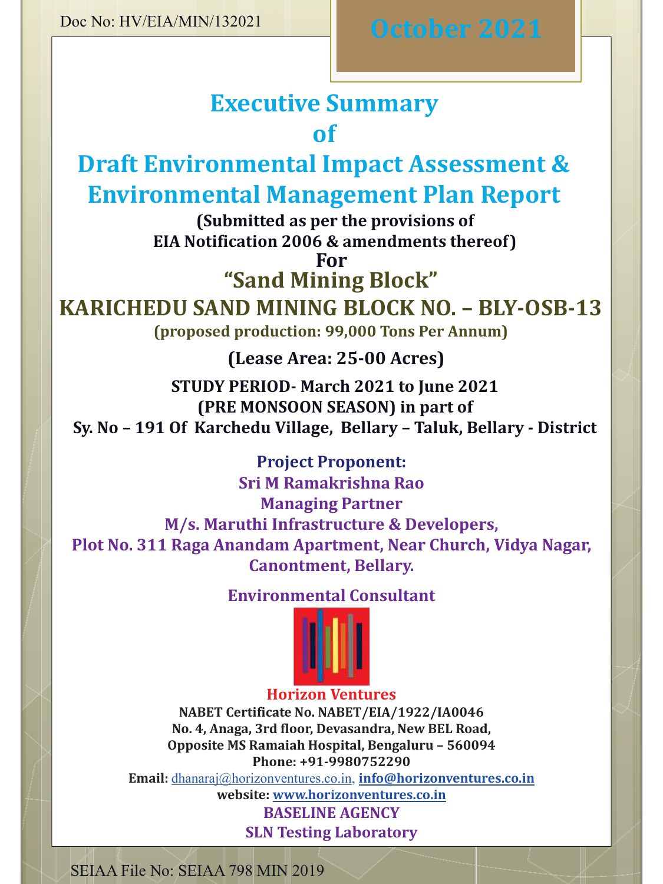Doc No: HV/EIA/MIN/132021

October 2021

# Executive Summary of Draft Environmental Impact Assessment & Environmental Management Plan Report

**(Submitted as per the provisions of EIA Notification 2006 & amendments thereof)**

**For**

## "Sand Mining Block"

## KARICHEDU SAND MINING BLOCK NO. – BLY-OSB-13

**(proposed production: 99,000 Tons Per Annum)**

**(Lease Area: 25-00 Acres)**

**STUDY PERIOD- March 2021 to June 2021**
**(PRE MONSOON SEASON) in part of**
**Sy. No – 191 Of Karchedu Village, Bellary – Taluk, Bellary - District**

**Project Proponent:**
**Sri M Ramakrishna Rao**
**Managing Partner**
**M/s. Maruthi Infrastructure & Developers,**
**Plot No. 311 Raga Anandam Apartment, Near Church, Vidya Nagar, Canontment, Bellary.**

**Environmental Consultant**

**Horizon Ventures**
**NABET Certificate No. NABET/EIA/1922/IA0046**
**No. 4, Anaga, 3rd floor, Devasandra, New BEL Road,**
**Opposite MS Ramaiah Hospital, Bengaluru – 560094**
**Phone: +91-9980752290**
**Email:** dhanaraj@horizonventures.co.in, **info@horizonventures.co.in**
**website: www.horizonventures.co.in**

**BASELINE AGENCY**
**SLN Testing Laboratory**

SEIAA File No: SEIAA 798 MIN 2019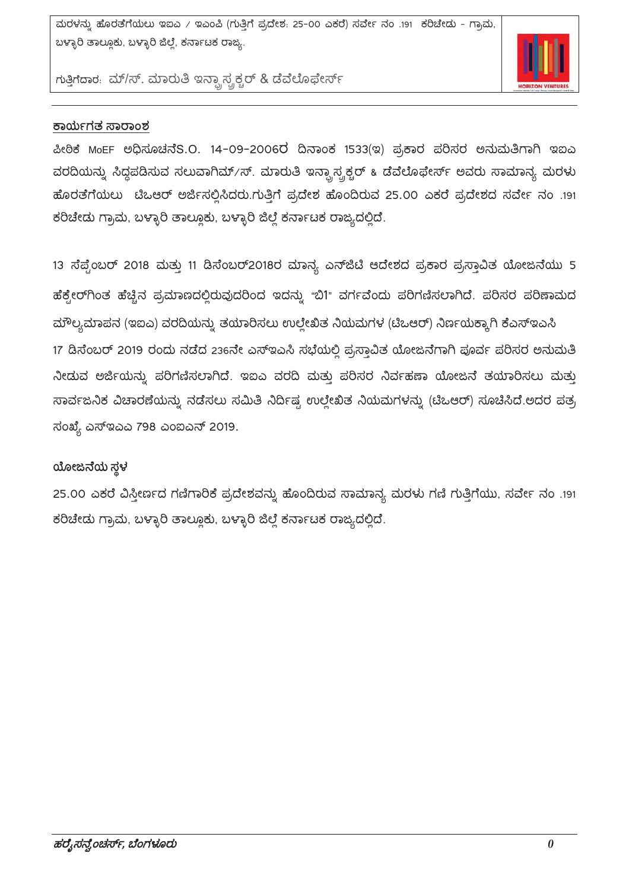## ಕಾರ್ಯಗತ ಸಾರಾಂಶ

ಪೀಠಿಕೆ MoEF ಅಧಿಸೂಚನೆS.O. 14-09-2006ರ ದಿನಾಂಕ 1533(ಇ) ಪ್ರಕಾರ ಪರಿಸರ ಅನುಮತಿಗಾಗಿ ಇಐಎ ವರದಿಯನ್ನು ಸಿದ್ಧಪಡಿಸುವ ಸಲುವಾಗಿಮ್/ಸ್. ಮಾರುತಿ ಇನ್ಫ್ರಾಸ್ಟ್ರಕ್ಚರ್ & ಡೆವೆಲೊಫೇರ್ಸ್ ಅವರು ಸಾಮಾನ್ಯ ಮರಳು ಹೊರತೆಗೆಯಲು ಟಿಒಆರ್ ಅರ್ಜಿಸಲ್ಲಿಸಿದರು.ಗುತ್ತಿಗೆ ಪ್ರದೇಶ ಹೊಂದಿರುವ 25.00 ಎಕರೆ ಪ್ರದೇಶದ ಸರ್ವೇ ನಂ .191 ಕರಿಚೇಡು ಗ್ರಾಮ, ಬಳ್ಳಾರಿ ತಾಲ್ಲೂಕು, ಬಳ್ಳಾರಿ ಜಿಲ್ಲೆ ಕರ್ನಾಟಕ ರಾಜ್ಯದಲ್ಲಿದೆ.

13 ಸೆಪ್ಟೆಂಬರ್ 2018 ಮತ್ತು 11 ಡಿಸೆಂಬರ್2018ರ ಮಾನ್ಯ ಎನ್‌ಜಿಟಿ ಆದೇಶದ ಪ್ರಕಾರ ಪ್ರಸ್ತಾವಿತ ಯೋಜನೆಯು 5 ಹೆಕ್ಟೇರ್‌ಗಿಂತ ಹೆಚ್ಚಿನ ಪ್ರಮಾಣದಲ್ಲಿರುವುದರಿಂದ ಇದನ್ನು "ಬಿ1" ವರ್ಗವೆಂದು ಪರಿಗಣಿಸಲಾಗಿದೆ. ಪರಿಸರ ಪರಿಣಾಮದ ಮೌಲ್ಯಮಾಪನ (ಇಐಎ) ವರದಿಯನ್ನು ತಯಾರಿಸಲು ಉಲ್ಲೇಖಿತ ನಿಯಮಗಳ (ಟಿಒಆರ್) ನಿರ್ಣಯಕ್ಕಾಗಿ ಕೆಎಸ್‌ಇಎಸಿ 17 ಡಿಸೆಂಬರ್ 2019 ರಂದು ನಡೆದ 236ನೇ ಎಸ್‌ಇಎಸಿ ಸಭೆಯಲ್ಲಿ ಪ್ರಸ್ತಾವಿತ ಯೋಜನೆಗಾಗಿ ಪೂರ್ವ ಪರಿಸರ ಅನುಮತಿ ನೀಡುವ ಅರ್ಜಿಯನ್ನು ಪರಿಗಣಿಸಲಾಗಿದೆ. ಇಐಎ ವರದಿ ಮತ್ತು ಪರಿಸರ ನಿರ್ವಹಣಾ ಯೋಜನೆ ತಯಾರಿಸಲು ಮತ್ತು ಸಾರ್ವಜನಿಕ ವಿಚಾರಣೆಯನ್ನು ನಡೆಸಲು ಸಮಿತಿ ನಿರ್ದಿಷ್ಟ ಉಲ್ಲೇಖಿತ ನಿಯಮಗಳನ್ನು (ಟಿಒಆರ್) ಸೂಚಿಸಿದೆ.ಅದರ ಪತ್ರ ಸಂಖ್ಯೆ ಎಸ್‌ಇಎಎ 798 ಎಂಐಎನ್ 2019.

## ಯೋಜನೆಯ ಸ್ಥಳ

25.00 ಎಕರೆ ವಿಸ್ತೀರ್ಣದ ಗಣಿಗಾರಿಕೆ ಪ್ರದೇಶವನ್ನು ಹೊಂದಿರುವ ಸಾಮಾನ್ಯ ಮರಳು ಗಣಿ ಗುತ್ತಿಗೆಯು, ಸರ್ವೇ ನಂ .191 ಕರಿಚೇಡು ಗ್ರಾಮ, ಬಳ್ಳಾರಿ ತಾಲ್ಲೂಕು, ಬಳ್ಳಾರಿ ಜಿಲ್ಲೆ ಕರ್ನಾಟಕ ರಾಜ್ಯದಲ್ಲಿದೆ.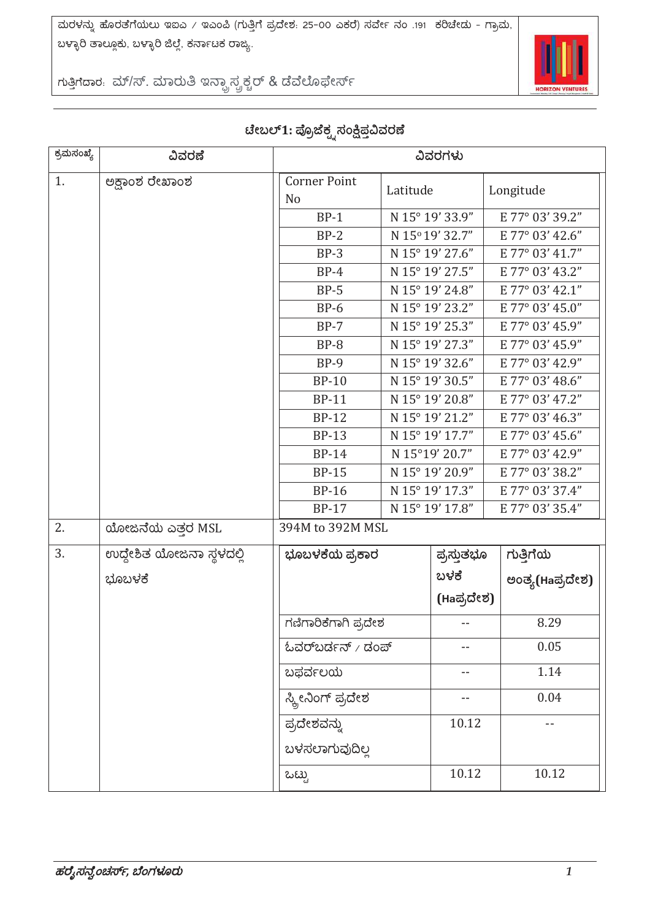## ಟೇಬಲ್1: ಪ್ರೊಜೆಕ್ಟ್ ಸಂಕ್ಷಿಪ್ತವಿವರಣೆ

| ಕ್ರಮಸಂಖ್ಯೆ | ವಿವರಣೆ | ವಿವರಗಳು | | |
|---|---|---|---|---|
| 1. | ಅಕ್ಷಾಂಶ ರೇಖಾಂಶ | Corner Point No | Latitude | Longitude |
| | | BP-1 | N 15° 19' 33.9" | E 77° 03' 39.2" |
| | | BP-2 | N 15°19' 32.7" | E 77° 03' 42.6" |
| | | BP-3 | N 15° 19' 27.6" | E 77° 03' 41.7" |
| | | BP-4 | N 15° 19' 27.5" | E 77° 03' 43.2" |
| | | BP-5 | N 15° 19' 24.8" | E 77° 03' 42.1" |
| | | BP-6 | N 15° 19' 23.2" | E 77° 03' 45.0" |
| | | BP-7 | N 15° 19' 25.3" | E 77° 03' 45.9" |
| | | BP-8 | N 15° 19' 27.3" | E 77° 03' 45.9" |
| | | BP-9 | N 15° 19' 32.6" | E 77° 03' 42.9" |
| | | BP-10 | N 15° 19' 30.5" | E 77° 03' 48.6" |
| | | BP-11 | N 15° 19' 20.8" | E 77° 03' 47.2" |
| | | BP-12 | N 15° 19' 21.2" | E 77° 03' 46.3" |
| | | BP-13 | N 15° 19' 17.7" | E 77° 03' 45.6" |
| | | BP-14 | N 15°19' 20.7" | E 77° 03' 42.9" |
| | | BP-15 | N 15° 19' 20.9" | E 77° 03' 38.2" |
| | | BP-16 | N 15° 19' 17.3" | E 77° 03' 37.4" |
| | | BP-17 | N 15° 19' 17.8" | E 77° 03' 35.4" |
| 2. | ಯೋಜನೆಯ ಎತ್ತರ MSL | 394M to 392M MSL | | |
| 3. | ಉದ್ದೇಶಿತ ಯೋಜನಾ ಸ್ಥಳದಲ್ಲಿ ಭೂಬಳಕೆ | ಭೂಬಳಕೆಯ ಪ್ರಕಾರ | ಪ್ರಸ್ತುತಭೂ ಬಳಕೆ (Haಪ್ರದೇಶ) | ಗುತ್ತಿಗೆಯ ಅಂತ್ಯ(Haಪ್ರದೇಶ) |
| | | ಗಣಿಗಾರಿಕೆಗಾಗಿ ಪ್ರದೇಶ | -- | 8.29 |
| | | ಓವರ್‌ಬರ್ಡನ್ / ಡಂಪ್ | -- | 0.05 |
| | | ಬಫರ್ವಲಯ | -- | 1.14 |
| | | ಸ್ಕ್ರೀನಿಂಗ್ ಪ್ರದೇಶ | -- | 0.04 |
| | | ಪ್ರದೇಶವನ್ನು ಬಳಸಲಾಗುವುದಿಲ್ಲ | 10.12 | -- |
| | | ಒಟ್ಟು | 10.12 | 10.12 |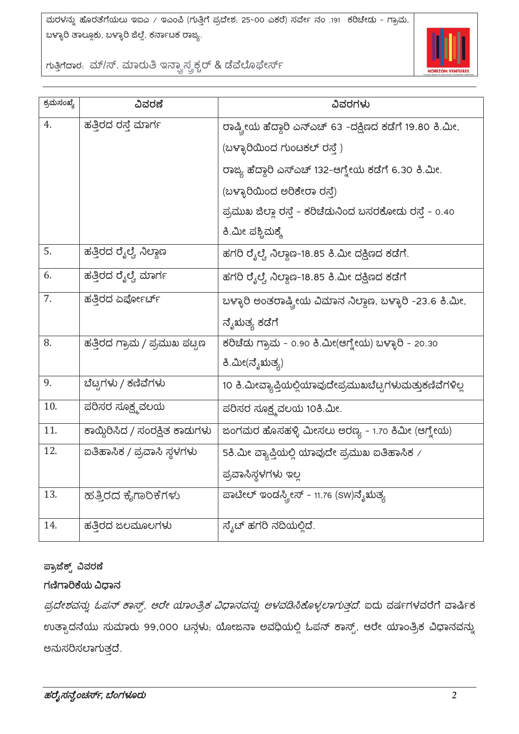| ಕ್ರಮಸಂಖ್ಯೆ | ವಿವರಣೆ | ವಿವರಗಳು |
|---|---|---|
| 4. | ಹತ್ತಿರದ ರಸ್ತೆ ಮಾರ್ಗ | ರಾಷ್ಟ್ರೀಯ ಹೆದ್ದಾರಿ ಎನ್‌ಎಚ್ 63 -ದಕ್ಷಿಣದ ಕಡೆಗೆ 19.80 ಕಿ.ಮೀ, (ಬಳ್ಳಾರಿಯಿಂದ ಗುಂಟಕಲ್ ರಸ್ತೆ ) ರಾಜ್ಯ ಹೆದ್ದಾರಿ ಎಸ್‌ಎಚ್ 132-ಆಗ್ನೇಯ ಕಡೆಗೆ 6.30 ಕಿ.ಮೀ. (ಬಳ್ಳಾರಿಯಿಂದ ಅರಿಕೇರಾ ರಸ್ತೆ) ಪ್ರಮುಖ ಜಿಲ್ಲಾ ರಸ್ತೆ - ಕರಿಚೆಡುನಿಂದ ಬಸರಕೋಡು ರಸ್ತೆ - 0.40 ಕಿ.ಮೀ ಪಶ್ಚಿಮಕ್ಕೆ |
| 5. | ಹತ್ತಿರದ ರೈಲ್ವೆ ನಿಲ್ದಾಣ | ಹಗರಿ ರೈಲ್ವೆ ನಿಲ್ದಾಣ-18.85 ಕಿ.ಮೀ ದಕ್ಷಿಣದ ಕಡೆಗೆ. |
| 6. | ಹತ್ತಿರದ ರೈಲ್ವೆ ಮಾರ್ಗ | ಹಗರಿ ರೈಲ್ವೆ ನಿಲ್ದಾಣ-18.85 ಕಿ.ಮೀ ದಕ್ಷಿಣದ ಕಡೆಗೆ |
| 7. | ಹತ್ತಿರದ ಏರ್ಪೋರ್ಟ್ | ಬಳ್ಳಾರಿ ಅಂತರಾಷ್ಟ್ರೀಯ ವಿಮಾನ ನಿಲ್ದಾಣ, ಬಳ್ಳಾರಿ -23.6 ಕಿ.ಮೀ, ನೈಋತ್ಯ ಕಡೆಗೆ |
| 8. | ಹತ್ತಿರದ ಗ್ರಾಮ / ಪ್ರಮುಖ ಪಟ್ಟಣ | ಕರಿಚೆಡು ಗ್ರಾಮ - 0.90 ಕಿ.ಮೀ(ಆಗ್ನೇಯ) ಬಳ್ಳಾರಿ - 20.30 ಕಿ.ಮೀ(ನೈಋತ್ಯ) |
| 9. | ಬೆಟ್ಟಗಳು / ಕಣಿವೆಗಳು | 10 ಕಿ.ಮೀವ್ಯಾಪ್ತಿಯಲ್ಲಿಯಾವುದೇಪ್ರಮುಖಬೆಟ್ಟಗಳುಮತ್ತುಕಣಿವೆಗಳಿಲ್ಲ |
| 10. | ಪರಿಸರ ಸೂಕ್ಷ್ಮವಲಯ | ಪರಿಸರ ಸೂಕ್ಷ್ಮವಲಯ 10ಕಿ.ಮೀ. |
| 11. | ಕಾಯ್ದಿರಿಸಿದ / ಸಂರಕ್ಷಿತ ಕಾಡುಗಳು | ಜಂಗಮರ ಹೊಸಹಳ್ಳಿ ಮೀಸಲು ಅರಣ್ಯ - 1.70 ಕಿಮೀ (ಆಗ್ನೇಯ) |
| 12. | ಐತಿಹಾಸಿಕ / ಪ್ರವಾಸಿ ಸ್ಥಳಗಳು | 5ಕಿ.ಮೀ ವ್ಯಾಪ್ತಿಯಲ್ಲಿ ಯಾವುದೇ ಪ್ರಮುಖ ಐತಿಹಾಸಿಕ / ಪ್ರವಾಸಿಸ್ಥಳಗಳು ಇಲ್ಲ |
| 13. | ಹತ್ತಿರದ ಕೈಗಾರಿಕೆಗಳು | ಪಾಟೀಲ್ ಇಂಡಸ್ಟ್ರೀಸ್ - 11.76 (SW)ನೈಋತ್ಯ |
| 14. | ಹತ್ತಿರದ ಜಲಮೂಲಗಳು | ಸೈಟ್ ಹಗರಿ ನದಿಯಲ್ಲಿದೆ. |

**ಪ್ರಾಜೆಕ್ಟ್ ವಿವರಣೆ**

**ಗಣಿಗಾರಿಕೆಯ ವಿಧಾನ**

*ಪ್ರದೇಶವನ್ನು ಓಪನ್ ಕಾಸ್ಟ್, ಅರೇ ಯಾಂತ್ರಿಕ ವಿಧಾನವನ್ನು ಅಳವಡಿಸಿಕೊಳ್ಳಲಾಗುತ್ತದೆ.* ಐದು ವರ್ಷಗಳವರೆಗೆ ವಾರ್ಷಿಕ ಉತ್ಪಾದನೆಯು ಸುಮಾರು 99,000 ಟನ್ನಳು; ಯೋಜನಾ ಅವಧಿಯಲ್ಲಿ ಓಪನ್ ಕಾಸ್ಟ್, ಅರೇ ಯಾಂತ್ರಿಕ ವಿಧಾನವನ್ನು ಅನುಸರಿಸಲಾಗುತ್ತದೆ.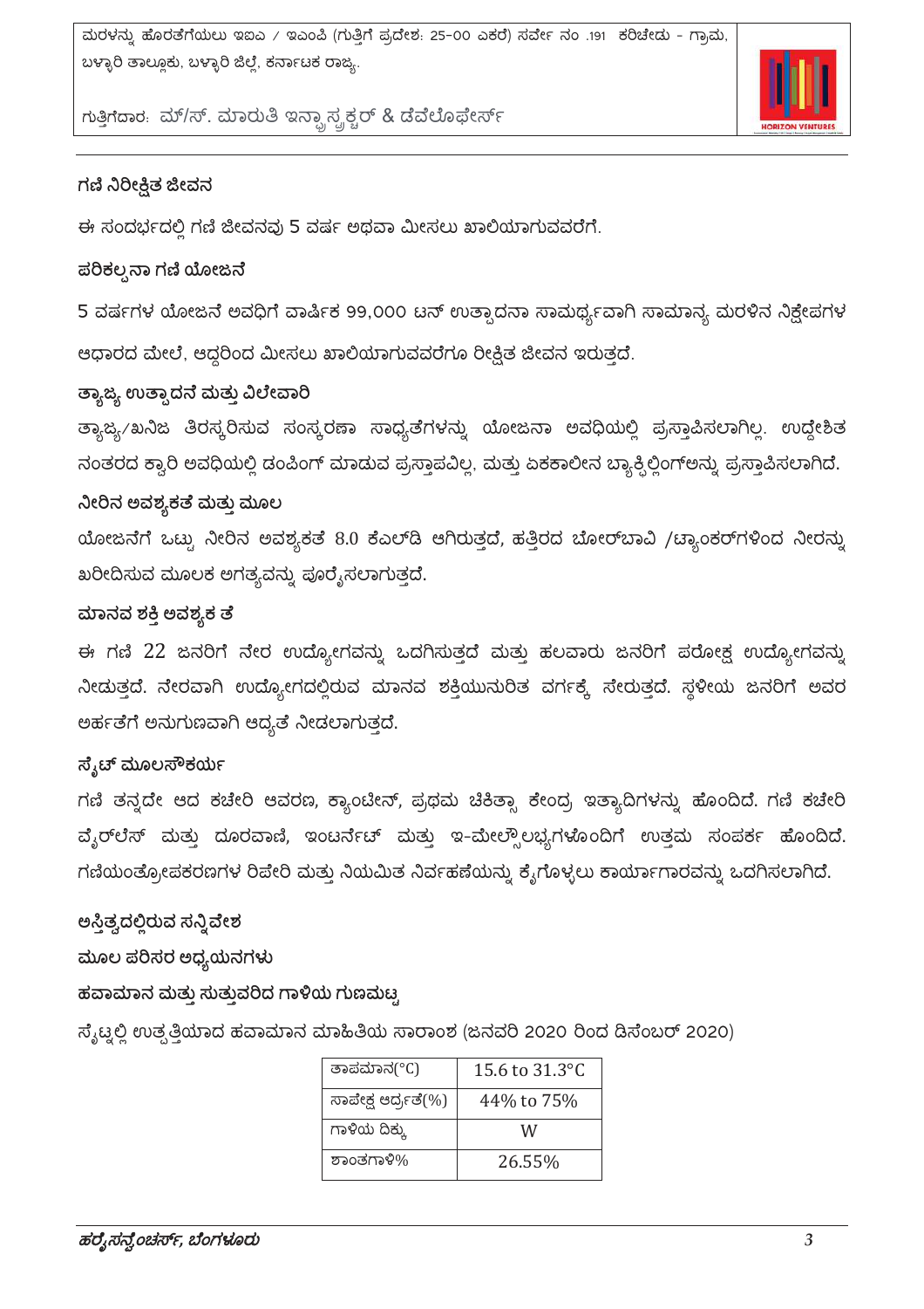### ಗಣಿ ನಿರೀಕ್ಷಿತ ಜೀವನ

ಈ ಸಂದರ್ಭದಲ್ಲಿ ಗಣಿ ಜೀವನವು 5 ವರ್ಷ ಅಥವಾ ಮೀಸಲು ಖಾಲಿಯಾಗುವವರೆಗೆ.

### ಪರಿಕಲ್ಪನಾ ಗಣಿ ಯೋಜನೆ

5 ವರ್ಷಗಳ ಯೋಜನೆ ಅವಧಿಗೆ ವಾರ್ಷಿಕ 99,000 ಟನ್ ಉತ್ಪಾದನಾ ಸಾಮರ್ಥ್ಯವಾಗಿ ಸಾಮಾನ್ಯ ಮರಳಿನ ನಿಕ್ಷೇಪಗಳ ಆಧಾರದ ಮೇಲೆ, ಆದ್ದರಿಂದ ಮೀಸಲು ಖಾಲಿಯಾಗುವವರೆಗೂ ರೀಕ್ಷಿತ ಜೀವನ ಇರುತ್ತದೆ.

### ತ್ಯಾಜ್ಯ ಉತ್ಪಾದನೆ ಮತ್ತು ವಿಲೇವಾರಿ

ತ್ಯಾಜ್ಯ/ಖನಿಜ ತಿರಸ್ಕರಿಸುವ ಸಂಸ್ಕರಣಾ ಸಾಧ್ಯತೆಗಳನ್ನು ಯೋಜನಾ ಅವಧಿಯಲ್ಲಿ ಪ್ರಸ್ತಾಪಿಸಲಾಗಿಲ್ಲ. ಉದ್ದೇಶಿತ ನಂತರದ ಕ್ವಾರಿ ಅವಧಿಯಲ್ಲಿ ಡಂಪಿಂಗ್ ಮಾಡುವ ಪ್ರಸ್ತಾಪವಿಲ್ಲ, ಮತ್ತು ಏಕಕಾಲೀನ ಬ್ಯಾಕ್ಫಿಲ್ಲಿಂಗ್‌ಅನ್ನು ಪ್ರಸ್ತಾಪಿಸಲಾಗಿದೆ.

### ನೀರಿನ ಅವಶ್ಯಕತೆ ಮತ್ತು ಮೂಲ

ಯೋಜನೆಗೆ ಒಟ್ಟು ನೀರಿನ ಅವಶ್ಯಕತೆ 8.0 ಕೆಎಲ್‌ಡಿ ಆಗಿರುತ್ತದೆ, ಹತ್ತಿರದ ಬೋರ್‌ಬಾವಿ /ಟ್ಯಾಂಕರ್‌ಗಳಿಂದ ನೀರನ್ನು ಖರೀದಿಸುವ ಮೂಲಕ ಅಗತ್ಯವನ್ನು ಪೂರೈಸಲಾಗುತ್ತದೆ.

### ಮಾನವ ಶಕ್ತಿ ಅವಶ್ಯಕ ತೆ

ಈ ಗಣಿ 22 ಜನರಿಗೆ ನೇರ ಉದ್ಯೋಗವನ್ನು ಒದಗಿಸುತ್ತದೆ ಮತ್ತು ಹಲವಾರು ಜನರಿಗೆ ಪರೋಕ್ಷ ಉದ್ಯೋಗವನ್ನು ನೀಡುತ್ತದೆ. ನೇರವಾಗಿ ಉದ್ಯೋಗದಲ್ಲಿರುವ ಮಾನವ ಶಕ್ತಿಯುನುರಿತ ವರ್ಗಕ್ಕೆ ಸೇರುತ್ತದೆ. ಸ್ಥಳೀಯ ಜನರಿಗೆ ಅವರ ಅರ್ಹತೆಗೆ ಅನುಗುಣವಾಗಿ ಆದ್ಯತೆ ನೀಡಲಾಗುತ್ತದೆ.

### ಸೈಟ್ ಮೂಲಸೌಕರ್ಯ

ಗಣಿ ತನ್ನದೇ ಆದ ಕಚೇರಿ ಆವರಣ, ಕ್ಯಾಂಟೀನ್, ಪ್ರಥಮ ಚಿಕಿತ್ಸಾ ಕೇಂದ್ರ ಇತ್ಯಾದಿಗಳನ್ನು ಹೊಂದಿದೆ. ಗಣಿ ಕಚೇರಿ ವೈರ್‌ಲೆಸ್ ಮತ್ತು ದೂರವಾಣಿ, ಇಂಟರ್ನೆಟ್ ಮತ್ತು ಇ-ಮೇಲ್ಸೌಲಭ್ಯಗಳೊಂದಿಗೆ ಉತ್ತಮ ಸಂಪರ್ಕ ಹೊಂದಿದೆ. ಗಣಿಯಂತ್ರೋಪಕರಣಗಳ ರಿಪೇರಿ ಮತ್ತು ನಿಯಮಿತ ನಿರ್ವಹಣೆಯನ್ನು ಕೈಗೊಳ್ಳಲು ಕಾರ್ಯಾಗಾರವನ್ನು ಒದಗಿಸಲಾಗಿದೆ.

### ಅಸ್ತಿತ್ವದಲ್ಲಿರುವ ಸನ್ನಿವೇಶ

### ಮೂಲ ಪರಿಸರ ಅಧ್ಯಯನಗಳು

### ಹವಾಮಾನ ಮತ್ತು ಸುತ್ತುವರಿದ ಗಾಳಿಯ ಗುಣಮಟ್ಟ

ಸೈಟ್ನಲ್ಲಿ ಉತ್ಪತ್ತಿಯಾದ ಹವಾಮಾನ ಮಾಹಿತಿಯ ಸಾರಾಂಶ (ಜನವರಿ 2020 ರಿಂದ ಡಿಸೆಂಬರ್ 2020)

| ತಾಪಮಾನ(°C) | 15.6 to 31.3°C |
|---|---|
| ಸಾಪೇಕ್ಷ ಆರ್ದ್ರತೆ(%) | 44% to 75% |
| ಗಾಳಿಯ ದಿಕ್ಕು | W |
| ಶಾಂತಗಾಳಿ% | 26.55% |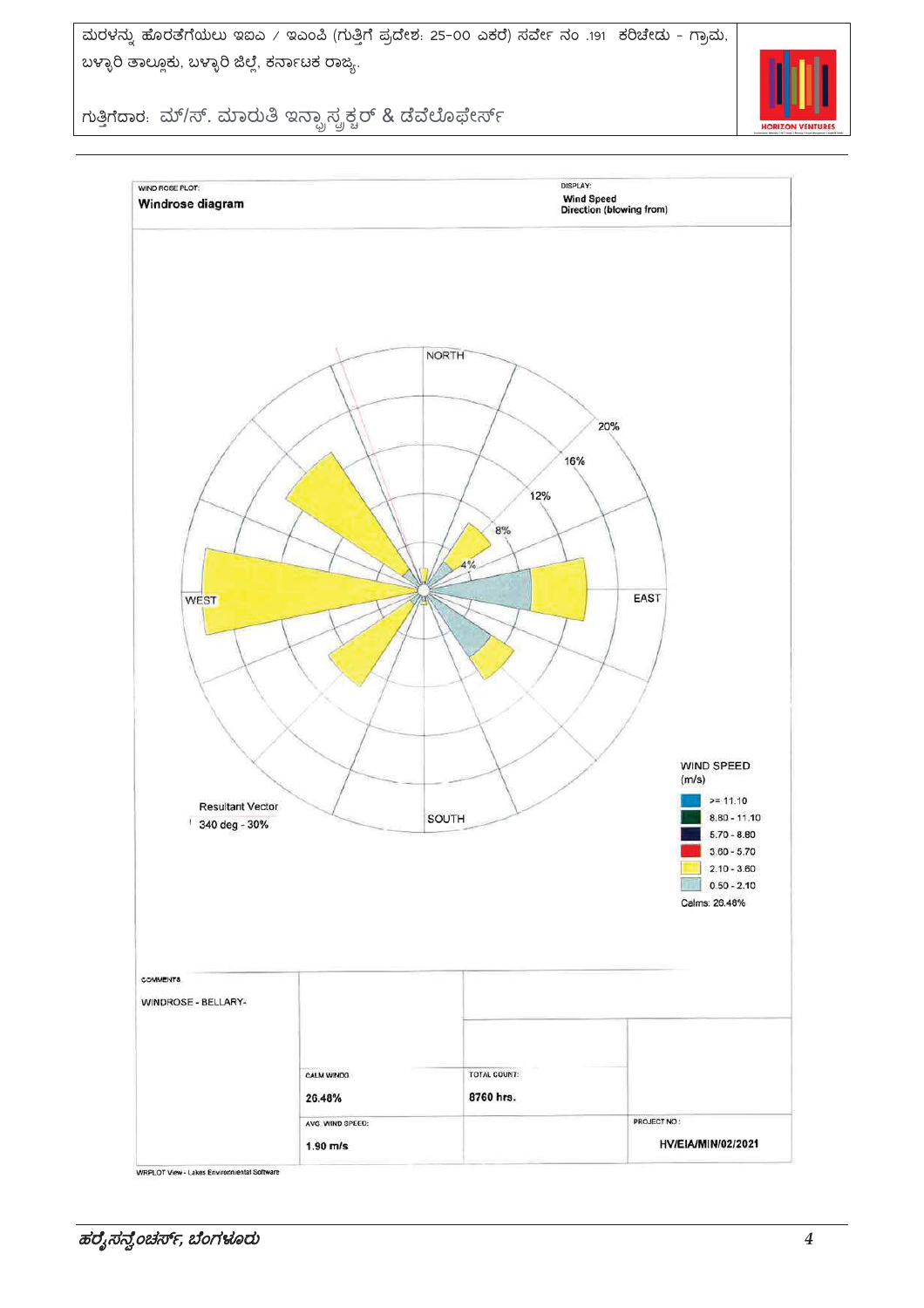WIND ROSE PLOT:

**Windrose diagram**

DISPLAY:
Wind Speed
Direction (blowing from)

NORTH

WEST

EAST

SOUTH

4%
8%
12%
16%
20%

Resultant Vector
340 deg - 30%

WIND SPEED (m/s)

- >= 11.10
- 8.80 - 11.10
- 5.70 - 8.80
- 3.60 - 5.70
- 2.10 - 3.60
- 0.50 - 2.10

Calms: 26.48%

| COMMENTS: | | | |
|---|---|---|---|
| WINDROSE - BELLARY- | CALM WINDS: 26.48% | TOTAL COUNT: 8760 hrs. | |
| | AVG. WIND SPEED: 1.90 m/s | | PROJECT NO.: HV/EIA/MIN/02/2021 |

WRPLOT View - Lakes Environmental Software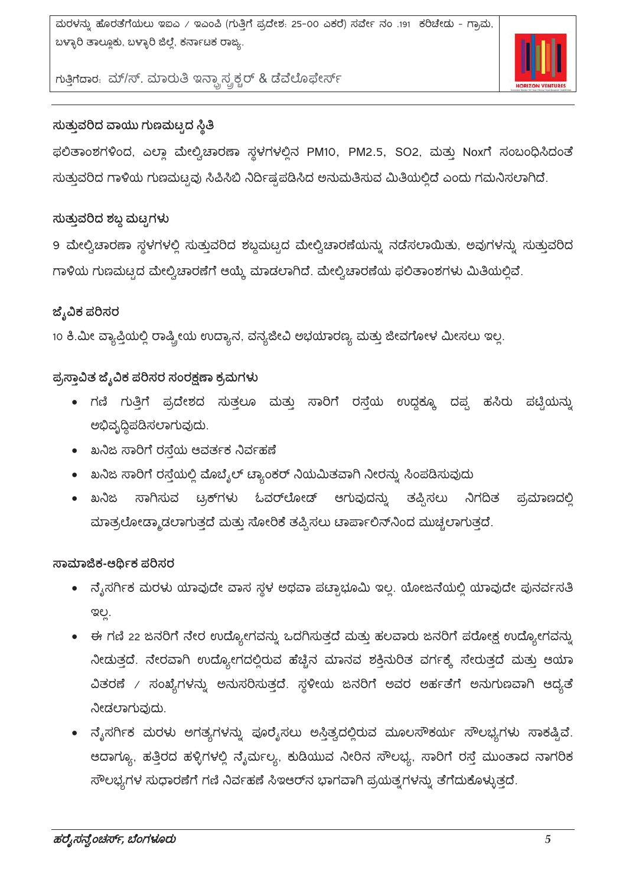## ಸುತ್ತುವರಿದ ವಾಯು ಗುಣಮಟ್ಟದ ಸ್ಥಿತಿ

ಫಲಿತಾಂಶಗಳಿಂದ, ಎಲ್ಲಾ ಮೇಲ್ವಿಚಾರಣಾ ಸ್ಥಳಗಳಲ್ಲಿನ PM10, PM2.5, SO2, ಮತ್ತು Noxಗೆ ಸಂಬಂಧಿಸಿದಂತೆ ಸುತ್ತುವರಿದ ಗಾಳಿಯ ಗುಣಮಟ್ಟವು ಸಿಪಿಸಿಬಿ ನಿರ್ದಿಷ್ಟಪಡಿಸಿದ ಅನುಮತಿಸುವ ಮಿತಿಯಲ್ಲಿದೆ ಎಂದು ಗಮನಿಸಲಾಗಿದೆ.

## ಸುತ್ತುವರಿದ ಶಬ್ದ ಮಟ್ಟಗಳು

9 ಮೇಲ್ವಿಚಾರಣಾ ಸ್ಥಳಗಳಲ್ಲಿ ಸುತ್ತುವರಿದ ಶಬ್ದಮಟ್ಟದ ಮೇಲ್ವಿಚಾರಣೆಯನ್ನು ನಡೆಸಲಾಯಿತು, ಅವುಗಳನ್ನು ಸುತ್ತುವರಿದ ಗಾಳಿಯ ಗುಣಮಟ್ಟದ ಮೇಲ್ವಿಚಾರಣೆಗೆ ಆಯ್ಕೆ ಮಾಡಲಾಗಿದೆ. ಮೇಲ್ವಿಚಾರಣೆಯ ಫಲಿತಾಂಶಗಳು ಮಿತಿಯಲ್ಲಿವೆ.

## ಜೈವಿಕ ಪರಿಸರ

10 ಕಿ.ಮೀ ವ್ಯಾಪ್ತಿಯಲ್ಲಿ ರಾಷ್ಟ್ರೀಯ ಉದ್ಯಾನ, ವನ್ಯಜೀವಿ ಅಭಯಾರಣ್ಯ ಮತ್ತು ಜೀವಗೋಳ ಮೀಸಲು ಇಲ್ಲ.

## ಪ್ರಸ್ತಾವಿತ ಜೈವಿಕ ಪರಿಸರ ಸಂರಕ್ಷಣಾ ಕ್ರಮಗಳು

- ಗಣಿ ಗುತ್ತಿಗೆ ಪ್ರದೇಶದ ಸುತ್ತಲೂ ಮತ್ತು ಸಾರಿಗೆ ರಸ್ತೆಯ ಉದ್ದಕ್ಕೂ ದಪ್ಪ ಹಸಿರು ಪಟ್ಟಿಯನ್ನು ಅಭಿವೃದ್ಧಿಪಡಿಸಲಾಗುವುದು.
- ಖನಿಜ ಸಾರಿಗೆ ರಸ್ತೆಯ ಆವರ್ತಕ ನಿರ್ವಹಣೆ
- ಖನಿಜ ಸಾರಿಗೆ ರಸ್ತೆಯಲ್ಲಿ ಮೊಬೈಲ್ ಟ್ಯಾಂಕರ್ ನಿಯಮಿತವಾಗಿ ನೀರನ್ನು ಸಿಂಪಡಿಸುವುದು
- ಖನಿಜ ಸಾಗಿಸುವ ಟ್ರಕ್‌ಗಳು ಓವರ್‌ಲೋಡ್ ಆಗುವುದನ್ನು ತಪ್ಪಿಸಲು ನಿಗದಿತ ಪ್ರಮಾಣದಲ್ಲಿ ಮಾತ್ರಲೋಡ್ಮಾಡಲಾಗುತ್ತದೆ ಮತ್ತು ಸೋರಿಕೆ ತಪ್ಪಿಸಲು ಟಾರ್ಪಾಲಿನ್‌ನಿಂದ ಮುಚ್ಚಲಾಗುತ್ತದೆ.

## ಸಾಮಾಜಿಕ-ಆರ್ಥಿಕ ಪರಿಸರ

- ನೈಸರ್ಗಿಕ ಮರಳು ಯಾವುದೇ ವಾಸ ಸ್ಥಳ ಅಥವಾ ಪಟ್ಟಾಭೂಮಿ ಇಲ್ಲ. ಯೋಜನೆಯಲ್ಲಿ ಯಾವುದೇ ಪುನರ್ವಸತಿ ಇಲ್ಲ.
- ಈ ಗಣಿ 22 ಜನರಿಗೆ ನೇರ ಉದ್ಯೋಗವನ್ನು ಒದಗಿಸುತ್ತದೆ ಮತ್ತು ಹಲವಾರು ಜನರಿಗೆ ಪರೋಕ್ಷ ಉದ್ಯೋಗವನ್ನು ನೀಡುತ್ತದೆ. ನೇರವಾಗಿ ಉದ್ಯೋಗದಲ್ಲಿರುವ ಹೆಚ್ಚಿನ ಮಾನವ ಶಕ್ತಿನುರಿತ ವರ್ಗಕ್ಕೆ ಸೇರುತ್ತದೆ ಮತ್ತು ಆಯಾ ವಿತರಣೆ / ಸಂಖ್ಯೆಗಳನ್ನು ಅನುಸರಿಸುತ್ತದೆ. ಸ್ಥಳೀಯ ಜನರಿಗೆ ಅವರ ಅರ್ಹತೆಗೆ ಅನುಗುಣವಾಗಿ ಆದ್ಯತೆ ನೀಡಲಾಗುವುದು.
- ನೈಸರ್ಗಿಕ ಮರಳು ಅಗತ್ಯಗಳನ್ನು ಪೂರೈಸಲು ಅಸ್ತಿತ್ವದಲ್ಲಿರುವ ಮೂಲಸೌಕರ್ಯ ಸೌಲಭ್ಯಗಳು ಸಾಕಷ್ಟಿವೆ. ಆದಾಗ್ಯೂ, ಹತ್ತಿರದ ಹಳ್ಳಿಗಳಲ್ಲಿ ನೈರ್ಮಲ್ಯ, ಕುಡಿಯುವ ನೀರಿನ ಸೌಲಭ್ಯ, ಸಾರಿಗೆ ರಸ್ತೆ ಮುಂತಾದ ನಾಗರಿಕ ಸೌಲಭ್ಯಗಳ ಸುಧಾರಣೆಗೆ ಗಣಿ ನಿರ್ವಹಣೆ ಸಿಇಆರ್‌ನ ಭಾಗವಾಗಿ ಪ್ರಯತ್ನಗಳನ್ನು ತೆಗೆದುಕೊಳ್ಳುತ್ತದೆ.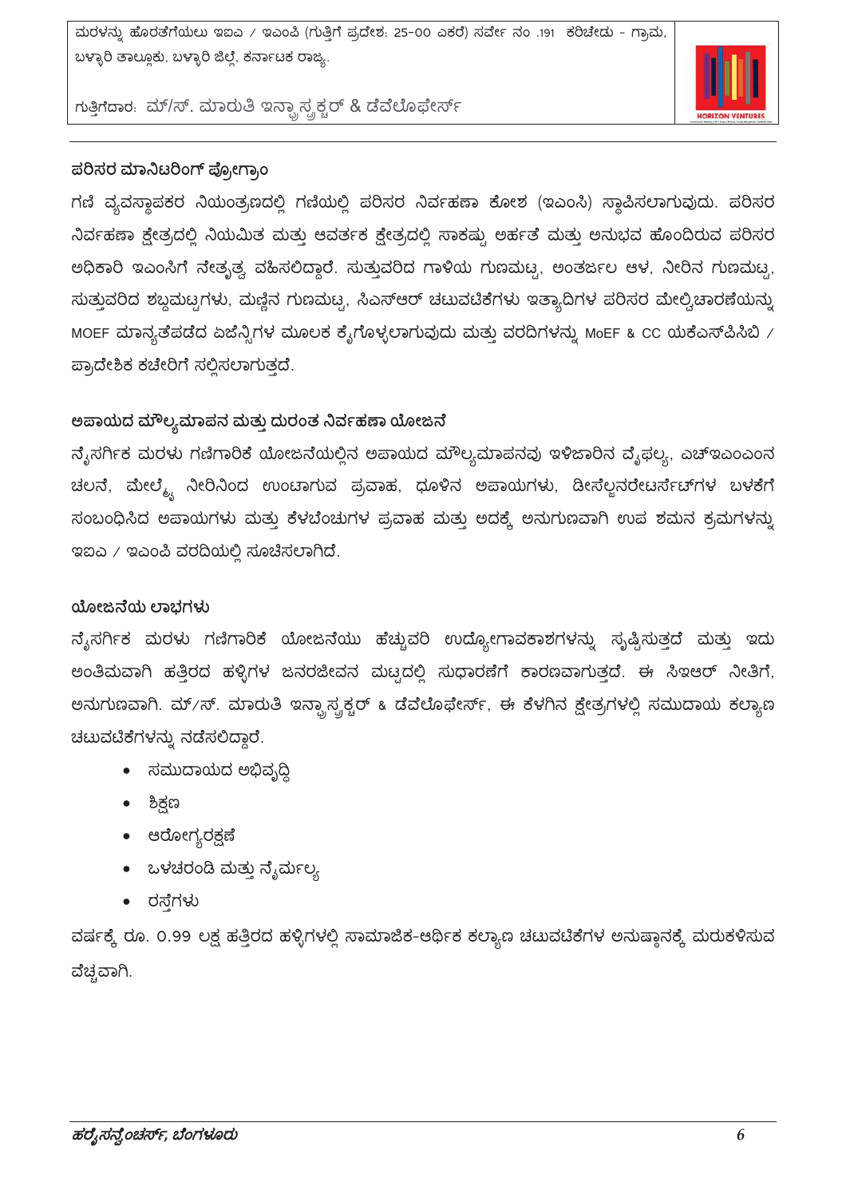## ಪರಿಸರ ಮಾನಿಟರಿಂಗ್ ಪ್ರೋಗ್ರಾಂ

ಗಣಿ ವ್ಯವಸ್ಥಾಪಕರ ನಿಯಂತ್ರಣದಲ್ಲಿ ಗಣಿಯಲ್ಲಿ ಪರಿಸರ ನಿರ್ವಹಣಾ ಕೋಶ (ಇಎಂಸಿ) ಸ್ಥಾಪಿಸಲಾಗುವುದು. ಪರಿಸರ ನಿರ್ವಹಣಾ ಕ್ಷೇತ್ರದಲ್ಲಿ ನಿಯಮಿತ ಮತ್ತು ಆವರ್ತಕ ಕ್ಷೇತ್ರದಲ್ಲಿ ಸಾಕಷ್ಟು ಅರ್ಹತೆ ಮತ್ತು ಅನುಭವ ಹೊಂದಿರುವ ಪರಿಸರ ಅಧಿಕಾರಿ ಇಎಂಸಿಗೆ ನೇತೃತ್ವ ವಹಿಸಲಿದ್ದಾರೆ. ಸುತ್ತುವರಿದ ಗಾಳಿಯ ಗುಣಮಟ್ಟ, ಅಂತರ್ಜಲ ಆಳ, ನೀರಿನ ಗುಣಮಟ್ಟ, ಸುತ್ತುವರಿದ ಶಬ್ದಮಟ್ಟಗಳು, ಮಣ್ಣಿನ ಗುಣಮಟ್ಟ, ಸಿಎಸ್‌ಆರ್ ಚಟುವಟಿಕೆಗಳು ಇತ್ಯಾದಿಗಳ ಪರಿಸರ ಮೇಲ್ವಿಚಾರಣೆಯನ್ನು MOEF ಮಾನ್ಯತೆಪಡೆದ ಏಜೆನ್ಸಿಗಳ ಮೂಲಕ ಕೈಗೊಳ್ಳಲಾಗುವುದು ಮತ್ತು ವರದಿಗಳನ್ನು MoEF & CC ಯಕೆಎಸ್‌ಪಿಸಿಬಿ / ಪ್ರಾದೇಶಿಕ ಕಚೇರಿಗೆ ಸಲ್ಲಿಸಲಾಗುತ್ತದೆ.

## ಅಪಾಯದ ಮೌಲ್ಯಮಾಪನ ಮತ್ತು ದುರಂತ ನಿರ್ವಹಣಾ ಯೋಜನೆ

ನೈಸರ್ಗಿಕ ಮರಳು ಗಣಿಗಾರಿಕೆ ಯೋಜನೆಯಲ್ಲಿನ ಅಪಾಯದ ಮೌಲ್ಯಮಾಪನವು ಇಳಿಜಾರಿನ ವೈಫಲ್ಯ, ಎಚ್‌ಇಎಂಎಂನ ಚಲನೆ, ಮೇಲ್ಮೈ ನೀರಿನಿಂದ ಉಂಟಾಗುವ ಪ್ರವಾಹ, ಧೂಳಿನ ಅಪಾಯಗಳು, ಡೀಸೆಲ್ಜನರೇಟರ್ಸೆಟ್‌ಗಳ ಬಳಕೆಗೆ ಸಂಬಂಧಿಸಿದ ಅಪಾಯಗಳು ಮತ್ತು ಕೆಳಬೆಂಚುಗಳ ಪ್ರವಾಹ ಮತ್ತು ಅದಕ್ಕೆ ಅನುಗುಣವಾಗಿ ಉಪ ಶಮನ ಕ್ರಮಗಳನ್ನು ಇಐಎ / ಇಎಂಪಿ ವರದಿಯಲ್ಲಿ ಸೂಚಿಸಲಾಗಿದೆ.

## ಯೋಜನೆಯ ಲಾಭಗಳು

ನೈಸರ್ಗಿಕ ಮರಳು ಗಣಿಗಾರಿಕೆ ಯೋಜನೆಯು ಹೆಚ್ಚುವರಿ ಉದ್ಯೋಗಾವಕಾಶಗಳನ್ನು ಸೃಷ್ಟಿಸುತ್ತದೆ ಮತ್ತು ಇದು ಅಂತಿಮವಾಗಿ ಹತ್ತಿರದ ಹಳ್ಳಿಗಳ ಜನರಜೀವನ ಮಟ್ಟದಲ್ಲಿ ಸುಧಾರಣೆಗೆ ಕಾರಣವಾಗುತ್ತದೆ. ಈ ಸಿಇಆರ್ ನೀತಿಗೆ, ಅನುಗುಣವಾಗಿ. ಮ್/ಸ್. ಮಾರುತಿ ಇನ್ಫ್ರಾಸ್ಟ್ರಕ್ಚರ್ & ಡೆವೆಲೊಫೇರ್ಸ್, ಈ ಕೆಳಗಿನ ಕ್ಷೇತ್ರಗಳಲ್ಲಿ ಸಮುದಾಯ ಕಲ್ಯಾಣ ಚಟುವಟಿಕೆಗಳನ್ನು ನಡೆಸಲಿದ್ದಾರೆ.

- ಸಮುದಾಯದ ಅಭಿವೃದ್ಧಿ
- ಶಿಕ್ಷಣ
- ಆರೋಗ್ಯರಕ್ಷಣೆ
- ಒಳಚರಂಡಿ ಮತ್ತು ನೈರ್ಮಲ್ಯ
- ರಸ್ತೆಗಳು

ವರ್ಷಕ್ಕೆ ರೂ. 0.99 ಲಕ್ಷ ಹತ್ತಿರದ ಹಳ್ಳಿಗಳಲ್ಲಿ ಸಾಮಾಜಿಕ-ಆರ್ಥಿಕ ಕಲ್ಯಾಣ ಚಟುವಟಿಕೆಗಳ ಅನುಷ್ಠಾನಕ್ಕೆ ಮರುಕಳಿಸುವ ವೆಚ್ಚವಾಗಿ.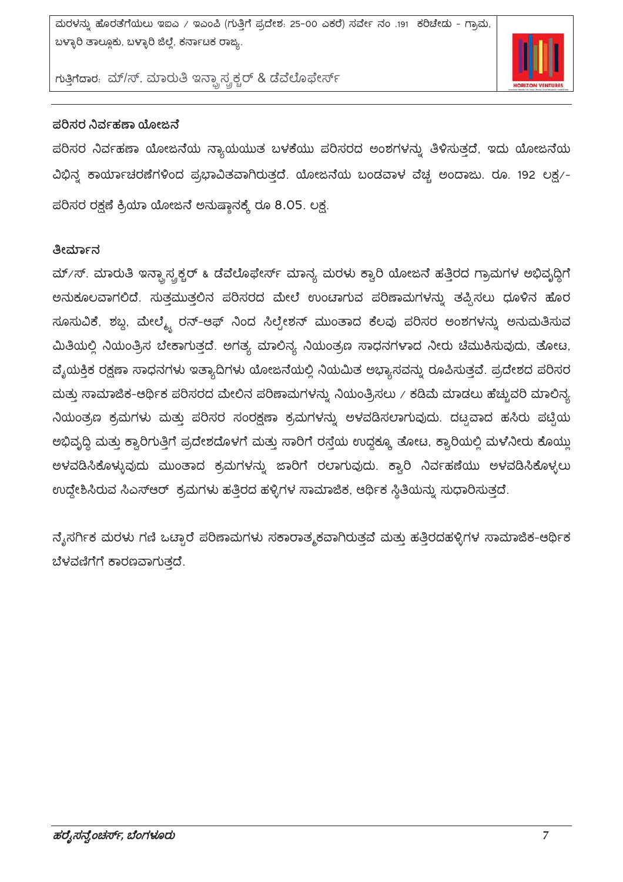## ಪರಿಸರ ನಿರ್ವಹಣಾ ಯೋಜನೆ

ಪರಿಸರ ನಿರ್ವಹಣಾ ಯೋಜನೆಯ ನ್ಯಾಯಯುತ ಬಳಕೆಯು ಪರಿಸರದ ಅಂಶಗಳನ್ನು ತಿಳಿಸುತ್ತದೆ, ಇದು ಯೋಜನೆಯ ವಿಭಿನ್ನ ಕಾರ್ಯಾಚರಣೆಗಳಿಂದ ಪ್ರಭಾವಿತವಾಗಿರುತ್ತದೆ. ಯೋಜನೆಯ ಬಂಡವಾಳ ವೆಚ್ಚ ಅಂದಾಜು. ರೂ. 192 ಲಕ್ಷ/- ಪರಿಸರ ರಕ್ಷಣೆ ಕ್ರಿಯಾ ಯೋಜನೆ ಅನುಷ್ಠಾನಕ್ಕೆ ರೂ 8.05. ಲಕ್ಷ.

## ತೀರ್ಮಾನ

ಮ್/ಸ್. ಮಾರುತಿ ಇನ್ಫ್ರಾಸ್ಟ್ರಕ್ಚರ್ & ಡೆವೆಲೊಫೇರ್ಸ್ ಮಾನ್ಯ ಮರಳು ಕ್ವಾರಿ ಯೋಜನೆ ಹತ್ತಿರದ ಗ್ರಾಮಗಳ ಅಭಿವೃದ್ಧಿಗೆ ಅನುಕೂಲವಾಗಲಿದೆ. ಸುತ್ತಮುತ್ತಲಿನ ಪರಿಸರದ ಮೇಲೆ ಉಂಟಾಗುವ ಪರಿಣಾಮಗಳನ್ನು ತಪ್ಪಿಸಲು ಧೂಳಿನ ಹೊರ ಸೂಸುವಿಕೆ, ಶಬ್ದ, ಮೇಲ್ಮೈ ರನ್-ಆಫ್ ನಿಂದ ಸಿಲ್ಟೇಶನ್ ಮುಂತಾದ ಕೆಲವು ಪರಿಸರ ಅಂಶಗಳನ್ನು ಅನುಮತಿಸುವ ಮಿತಿಯಲ್ಲಿ ನಿಯಂತ್ರಿಸ ಬೇಕಾಗುತ್ತದೆ. ಅಗತ್ಯ ಮಾಲಿನ್ಯ ನಿಯಂತ್ರಣ ಸಾಧನಗಳಾದ ನೀರು ಚಿಮುಕಿಸುವುದು, ತೋಟ, ವೈಯಕ್ತಿಕ ರಕ್ಷಣಾ ಸಾಧನಗಳು ಇತ್ಯಾದಿಗಳು ಯೋಜನೆಯಲ್ಲಿ ನಿಯಮಿತ ಅಭ್ಯಾಸವನ್ನು ರೂಪಿಸುತ್ತವೆ. ಪ್ರದೇಶದ ಪರಿಸರ ಮತ್ತು ಸಾಮಾಜಿಕ-ಆರ್ಥಿಕ ಪರಿಸರದ ಮೇಲಿನ ಪರಿಣಾಮಗಳನ್ನು ನಿಯಂತ್ರಿಸಲು / ಕಡಿಮೆ ಮಾಡಲು ಹೆಚ್ಚುವರಿ ಮಾಲಿನ್ಯ ನಿಯಂತ್ರಣ ಕ್ರಮಗಳು ಮತ್ತು ಪರಿಸರ ಸಂರಕ್ಷಣಾ ಕ್ರಮಗಳನ್ನು ಅಳವಡಿಸಲಾಗುವುದು. ದಟ್ಟವಾದ ಹಸಿರು ಪಟ್ಟಿಯ ಅಭಿವೃದ್ಧಿ ಮತ್ತು ಕ್ವಾರಿಗುತ್ತಿಗೆ ಪ್ರದೇಶದೊಳಗೆ ಮತ್ತು ಸಾರಿಗೆ ರಸ್ತೆಯ ಉದ್ದಕ್ಕೂ ತೋಟ, ಕ್ವಾರಿಯಲ್ಲಿ ಮಳೆನೀರು ಕೊಯ್ಲು ಅಳವಡಿಸಿಕೊಳ್ಳುವುದು ಮುಂತಾದ ಕ್ರಮಗಳನ್ನು ಜಾರಿಗೆ ರಲಾಗುವುದು. ಕ್ವಾರಿ ನಿರ್ವಹಣೆಯು ಅಳವಡಿಸಿಕೊಳ್ಳಲು ಉದ್ದೇಶಿಸಿರುವ ಸಿಎಸ್‌ಆರ್ ಕ್ರಮಗಳು ಹತ್ತಿರದ ಹಳ್ಳಿಗಳ ಸಾಮಾಜಿಕ, ಆರ್ಥಿಕ ಸ್ಥಿತಿಯನ್ನು ಸುಧಾರಿಸುತ್ತದೆ.

ನೈಸರ್ಗಿಕ ಮರಳು ಗಣಿ ಒಟ್ಟಾರೆ ಪರಿಣಾಮಗಳು ಸಕಾರಾತ್ಮಕವಾಗಿರುತ್ತವೆ ಮತ್ತು ಹತ್ತಿರದಹಳ್ಳಿಗಳ ಸಾಮಾಜಿಕ-ಆರ್ಥಿಕ ಬೆಳವಣಿಗೆಗೆ ಕಾರಣವಾಗುತ್ತದೆ.